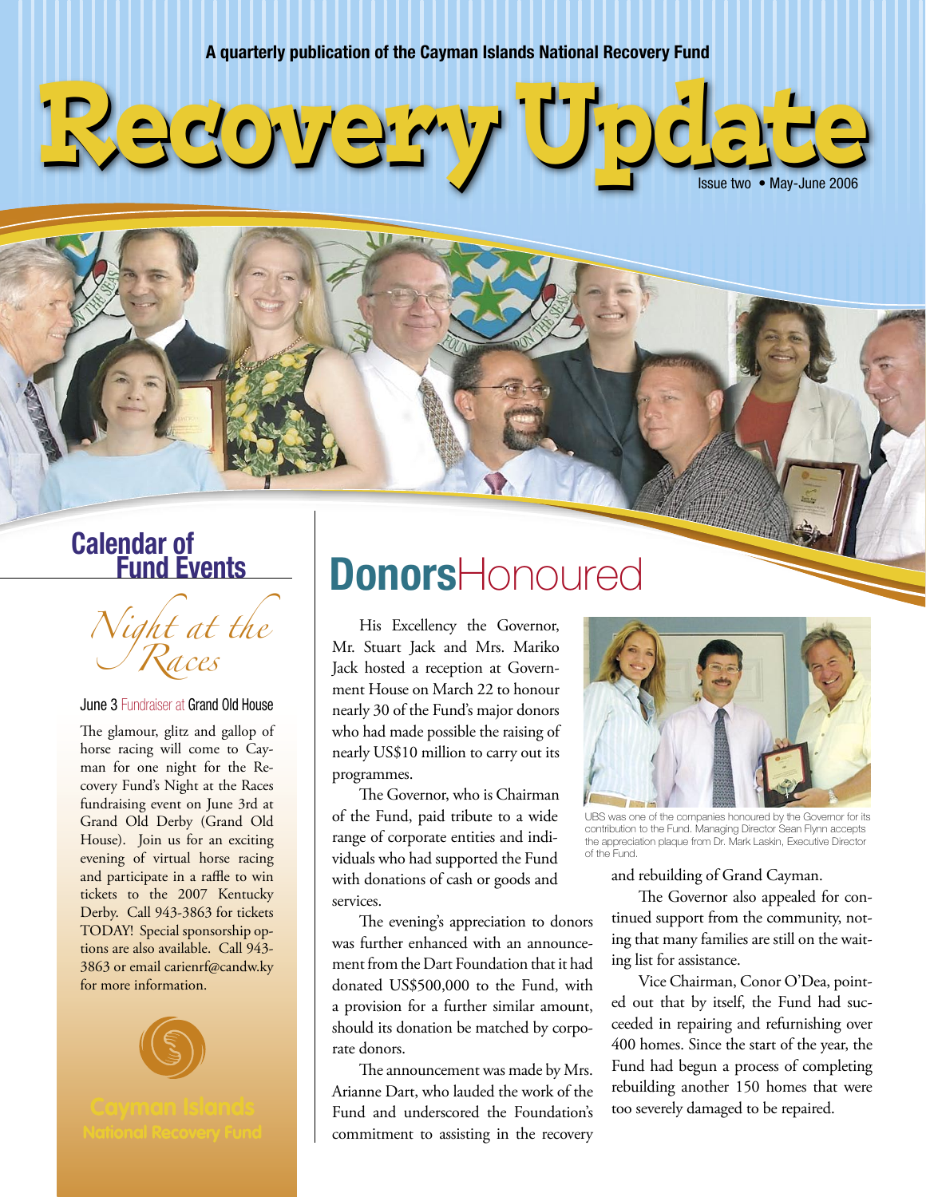A quarterly publication of the Cayman Islands National Recovery Fund

# Recovery Update

Issue two • May-June 2006

## Calendar of Fund Events

*Night at the Races*

June 3 Fundraiser at Grand Old House

The glamour, glitz and gallop of horse racing will come to Cayman for one night for the Recovery Fund's Night at the Races fundraising event on June 3rd at Grand Old Derby (Grand Old House). Join us for an exciting evening of virtual horse racing and participate in a raffle to win tickets to the 2007 Kentucky Derby. Call 943-3863 for tickets TODAY! Special sponsorship options are also available. Call 943-3863 or email carienrf@candw.ky for more information.

Cayman Islands National Recovery Fund

## **Donors** Honoured

His Excellency the Governor, Mr. Stuart Jack and Mrs. Mariko Jack hosted a reception at Government House on March 22 to honour nearly 30 of the Fund's major donors who had made possible the raising of nearly US$10 million to carry out its programmes.

The Governor, who is Chairman of the Fund, paid tribute to a wide range of corporate entities and individuals who had supported the Fund with donations of cash or goods and services.

The evening's appreciation to donors was further enhanced with an announcement from the Dart Foundation that it had donated US$500,000 to the Fund, with a provision for a further similar amount, should its donation be matched by corporate donors.

The announcement was made by Mrs. Arianne Dart, who lauded the work of the Fund and underscored the Foundation's commitment to assisting in the recovery and rebuilding of Grand Cayman.

UBS was one of the companies honoured by the Governor for its contribution to the Fund. Managing Director Sean Flynn accepts the appreciation plaque from Dr. Mark Laskin, Executive Director of the Fund.

The Governor also appealed for continued support from the community, noting that many families are still on the waiting list for assistance.

Vice Chairman, Conor O'Dea, pointed out that by itself, the Fund had succeeded in repairing and refurnishing over 400 homes. Since the start of the year, the Fund had begun a process of completing rebuilding another 150 homes that were too severely damaged to be repaired.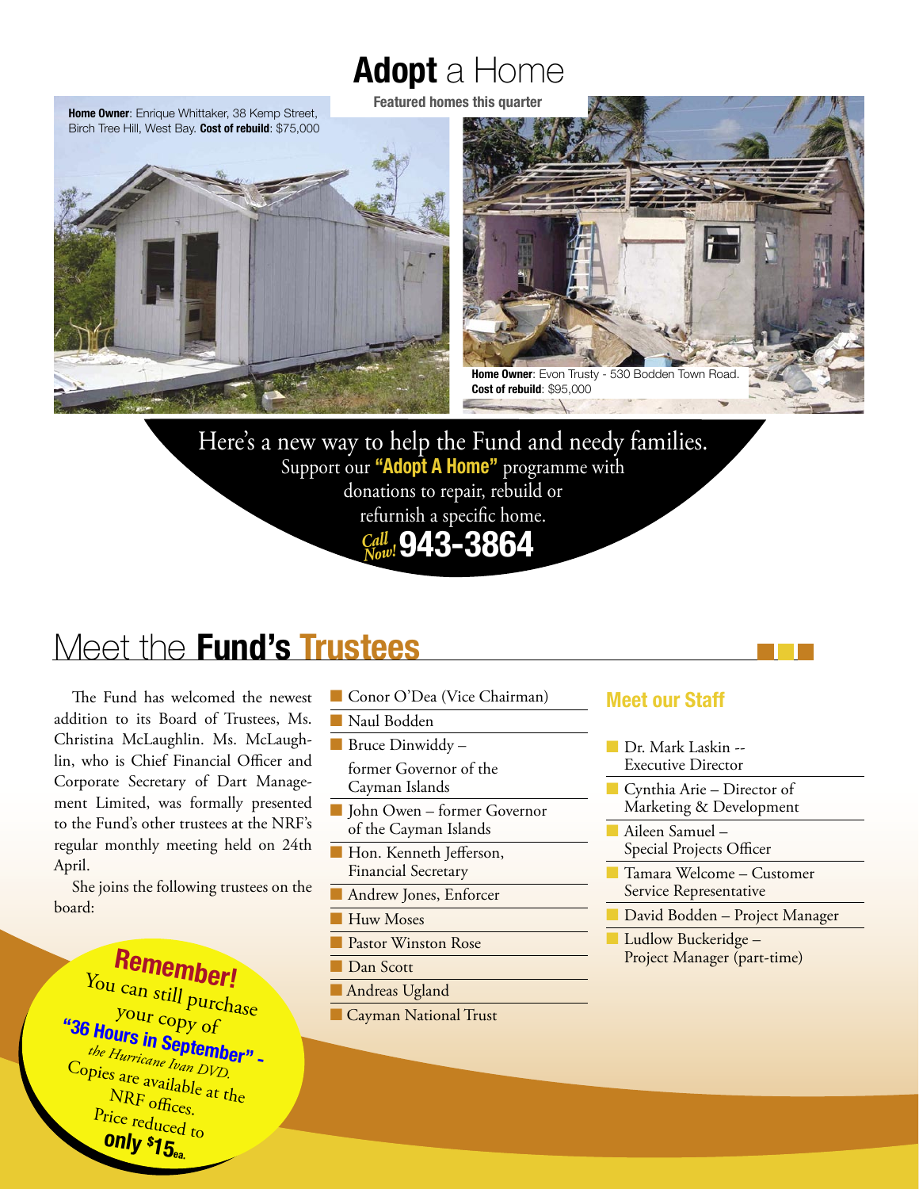# **Adopt** a Home

**Featured homes this quarter**

**Home Owner**: Enrique Whittaker, 38 Kemp Street, Birch Tree Hill, West Bay. **Cost of rebuild**: $75,000

**Home Owner**: Evon Trusty - 530 Bodden Town Road. **Cost of rebuild**: $95,000

Here's a new way to help the Fund and needy families.
Support our **"Adopt A Home"** programme with donations to repair, rebuild or refurnish a specific home.

*Call Now!* **943-3864**

## Meet the **Fund's Trustees**

The Fund has welcomed the newest addition to its Board of Trustees, Ms. Christina McLaughlin. Ms. McLaughlin, who is Chief Financial Officer and Corporate Secretary of Dart Management Limited, was formally presented to the Fund's other trustees at the NRF's regular monthly meeting held on 24th April.

She joins the following trustees on the board:

- Conor O'Dea (Vice Chairman)
- Naul Bodden
- Bruce Dinwiddy – former Governor of the Cayman Islands
- John Owen – former Governor of the Cayman Islands
- Hon. Kenneth Jefferson, Financial Secretary
- Andrew Jones, Enforcer
- Huw Moses
- Pastor Winston Rose
- Dan Scott
- Andreas Ugland
- Cayman National Trust

### Meet our Staff

- Dr. Mark Laskin -- Executive Director
- Cynthia Arie – Director of Marketing & Development
- Aileen Samuel – Special Projects Officer
- Tamara Welcome – Customer Service Representative
- David Bodden – Project Manager
- Ludlow Buckeridge – Project Manager (part-time)

**Remember!**
You can still purchase your copy of **"36 Hours in September"** - *the Hurricane Ivan DVD.*
Copies are available at the NRF offices.
Price reduced to **only $15ea.**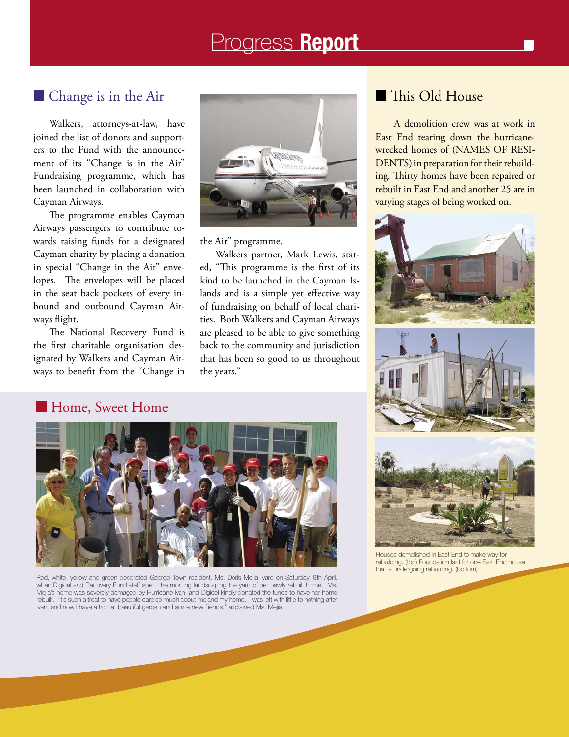# Progress **Report**

## Change is in the Air

Walkers, attorneys-at-law, have joined the list of donors and supporters to the Fund with the announcement of its "Change is in the Air" Fundraising programme, which has been launched in collaboration with Cayman Airways.

The programme enables Cayman Airways passengers to contribute towards raising funds for a designated Cayman charity by placing a donation in special "Change in the Air" envelopes. The envelopes will be placed in the seat back pockets of every inbound and outbound Cayman Airways flight.

The National Recovery Fund is the first charitable organisation designated by Walkers and Cayman Airways to benefit from the "Change in the Air" programme.

Walkers partner, Mark Lewis, stated, "This programme is the first of its kind to be launched in the Cayman Islands and is a simple yet effective way of fundraising on behalf of local charities. Both Walkers and Cayman Airways are pleased to be able to give something back to the community and jurisdiction that has been so good to us throughout the years."

## This Old House

A demolition crew was at work in East End tearing down the hurricane-wrecked homes of (NAMES OF RESIDENTS) in preparation for their rebuilding. Thirty homes have been repaired or rebuilt in East End and another 25 are in varying stages of being worked on.

Houses demolished in East End to make way for rebuilding. (top) Foundation laid for one East End house that is undergoing rebuilding. (bottom)

## Home, Sweet Home

Red, white, yellow and green decorated George Town resident, Ms. Doris Mejia, yard on Saturday, 8th April, when Digicel and Recovery Fund staff spent the morning landscaping the yard of her newly rebuilt home. Ms. Mejia's home was severely damaged by Hurricane Ivan, and Digicel kindly donated the funds to have her home rebuilt. "It's such a treat to have people care so much about me and my home. I was left with little to nothing after Ivan, and now I have a home, beautiful garden and some new friends," explained Ms. Mejia.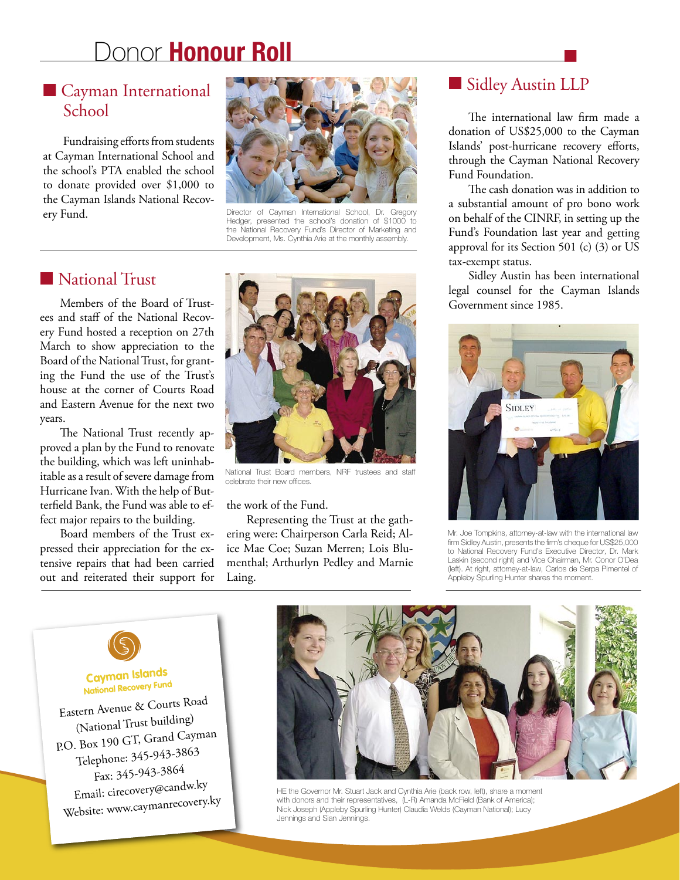# Donor **Honour Roll**

## Cayman International School

Fundraising efforts from students at Cayman International School and the school's PTA enabled the school to donate provided over $1,000 to the Cayman Islands National Recovery Fund.

Director of Cayman International School, Dr. Gregory Hedger, presented the school's donation of $1000 to the National Recovery Fund's Director of Marketing and Development, Ms. Cynthia Arie at the monthly assembly.

## National Trust

Members of the Board of Trustees and staff of the National Recovery Fund hosted a reception on 27th March to show appreciation to the Board of the National Trust, for granting the Fund the use of the Trust's house at the corner of Courts Road and Eastern Avenue for the next two years.

The National Trust recently approved a plan by the Fund to renovate the building, which was left uninhabitable as a result of severe damage from Hurricane Ivan. With the help of Butterfield Bank, the Fund was able to effect major repairs to the building.

Board members of the Trust expressed their appreciation for the extensive repairs that had been carried out and reiterated their support for the work of the Fund.

Representing the Trust at the gathering were: Chairperson Carla Reid; Alice Mae Coe; Suzan Merren; Lois Blumenthal; Arthurlyn Pedley and Marnie Laing.

National Trust Board members, NRF trustees and staff celebrate their new offices.

## Sidley Austin LLP

The international law firm made a donation of US$25,000 to the Cayman Islands' post-hurricane recovery efforts, through the Cayman National Recovery Fund Foundation.

The cash donation was in addition to a substantial amount of pro bono work on behalf of the CINRF, in setting up the Fund's Foundation last year and getting approval for its Section 501 (c) (3) or US tax-exempt status.

Sidley Austin has been international legal counsel for the Cayman Islands Government since 1985.

Mr. Joe Tompkins, attorney-at-law with the international law firm Sidley Austin, presents the firm's cheque for US$25,000 to National Recovery Fund's Executive Director, Dr. Mark Laskin (second right) and Vice Chairman, Mr. Conor O'Dea (left). At right, attorney-at-law, Carlos de Serpa Pimentel of Appleby Spurling Hunter shares the moment.

**Cayman Islands**
**National Recovery Fund**

Eastern Avenue & Courts Road
(National Trust building)
P.O. Box 190 GT, Grand Cayman
Telephone: 345-943-3863
Fax: 345-943-3864
Email: cirecovery@candw.ky
Website: www.caymanrecovery.ky

HE the Governor Mr. Stuart Jack and Cynthia Arie (back row, left), share a moment with donors and their representatives, (L-R) Amanda McField (Bank of America); Nick Joseph (Appleby Spurling Hunter) Claudia Welds (Cayman National); Lucy Jennings and Sian Jennings.